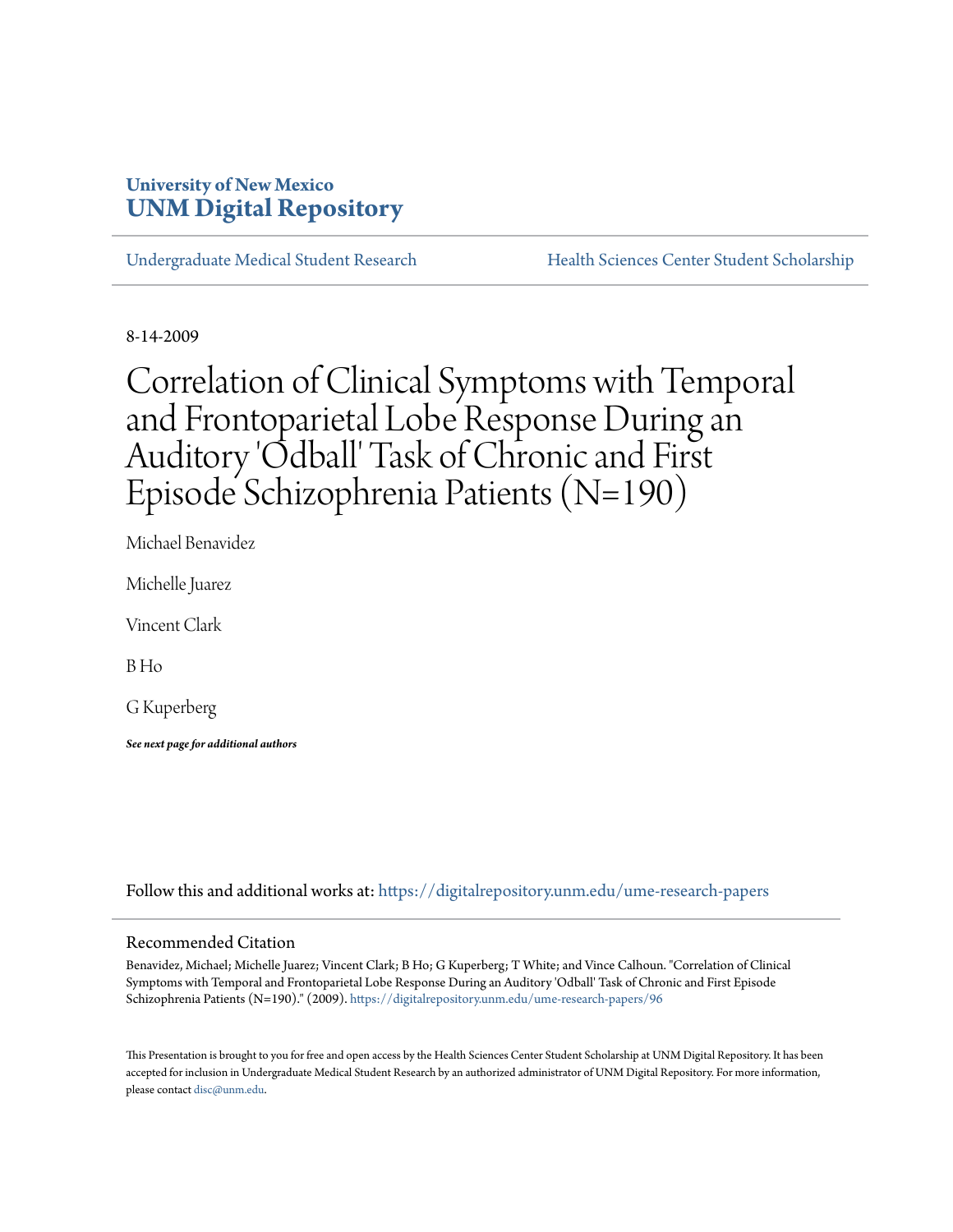**University of New Mexico**
**UNM Digital Repository**

Undergraduate Medical Student Research | Health Sciences Center Student Scholarship

8-14-2009

# Correlation of Clinical Symptoms with Temporal and Frontoparietal Lobe Response During an Auditory 'Odball' Task of Chronic and First Episode Schizophrenia Patients (N=190)

Michael Benavidez

Michelle Juarez

Vincent Clark

B Ho

G Kuperberg

***See next page for additional authors***

Follow this and additional works at: https://digitalrepository.unm.edu/ume-research-papers

## Recommended Citation

Benavidez, Michael; Michelle Juarez; Vincent Clark; B Ho; G Kuperberg; T White; and Vince Calhoun. "Correlation of Clinical Symptoms with Temporal and Frontoparietal Lobe Response During an Auditory 'Odball' Task of Chronic and First Episode Schizophrenia Patients (N=190)." (2009). https://digitalrepository.unm.edu/ume-research-papers/96

This Presentation is brought to you for free and open access by the Health Sciences Center Student Scholarship at UNM Digital Repository. It has been accepted for inclusion in Undergraduate Medical Student Research by an authorized administrator of UNM Digital Repository. For more information, please contact disc@unm.edu.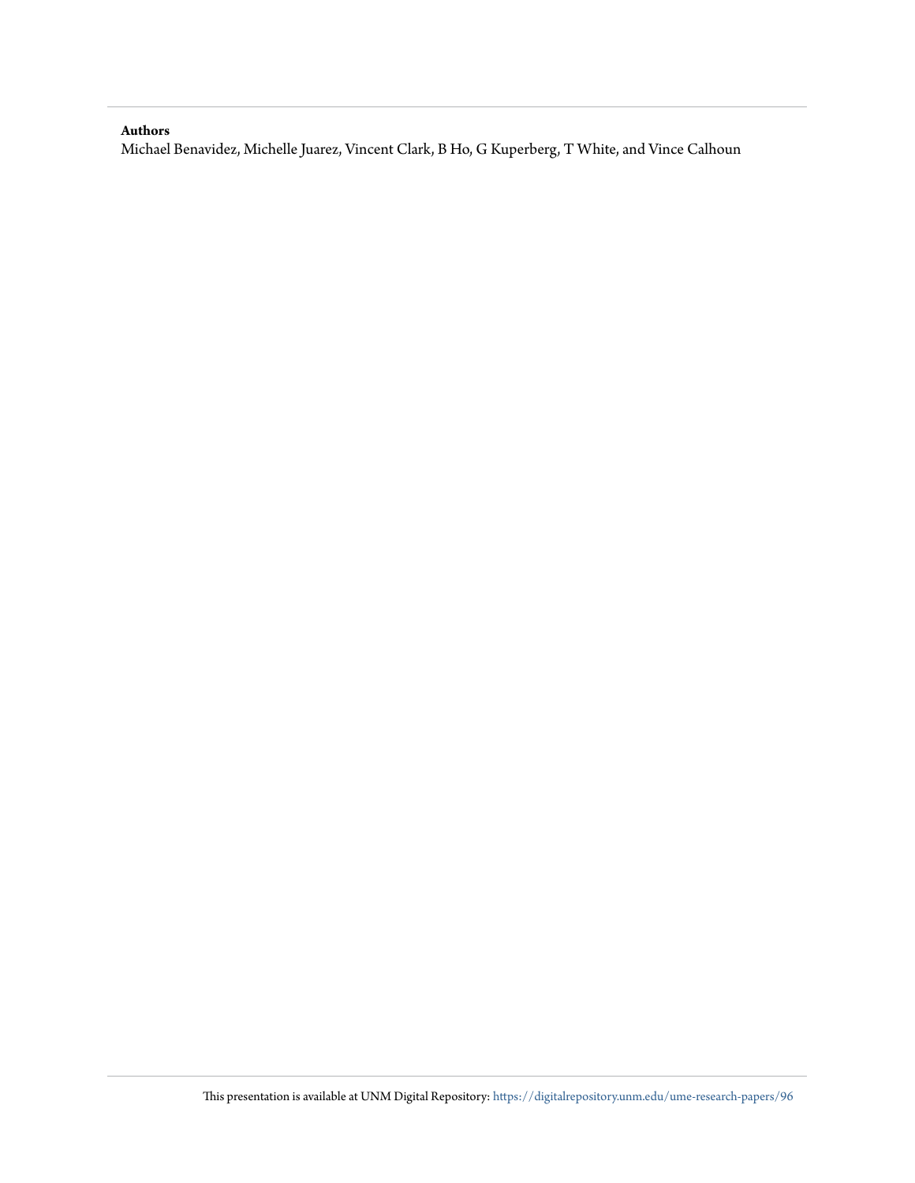**Authors**

Michael Benavidez, Michelle Juarez, Vincent Clark, B Ho, G Kuperberg, T White, and Vince Calhoun

This presentation is available at UNM Digital Repository: https://digitalrepository.unm.edu/ume-research-papers/96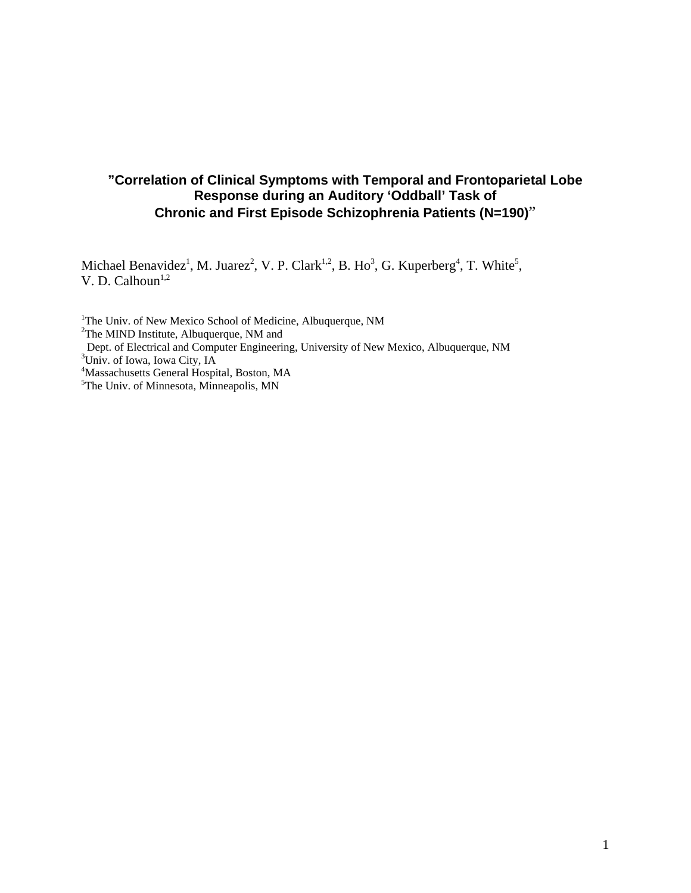# "Correlation of Clinical Symptoms with Temporal and Frontoparietal Lobe Response during an Auditory 'Oddball' Task of Chronic and First Episode Schizophrenia Patients (N=190)"

Michael Benavidez[1], M. Juarez[2], V. P. Clark[1,2], B. Ho[3], G. Kuperberg[4], T. White[5], V. D. Calhoun[1,2]

[1]The Univ. of New Mexico School of Medicine, Albuquerque, NM
[2]The MIND Institute, Albuquerque, NM and
Dept. of Electrical and Computer Engineering, University of New Mexico, Albuquerque, NM
[3]Univ. of Iowa, Iowa City, IA
[4]Massachusetts General Hospital, Boston, MA
[5]The Univ. of Minnesota, Minneapolis, MN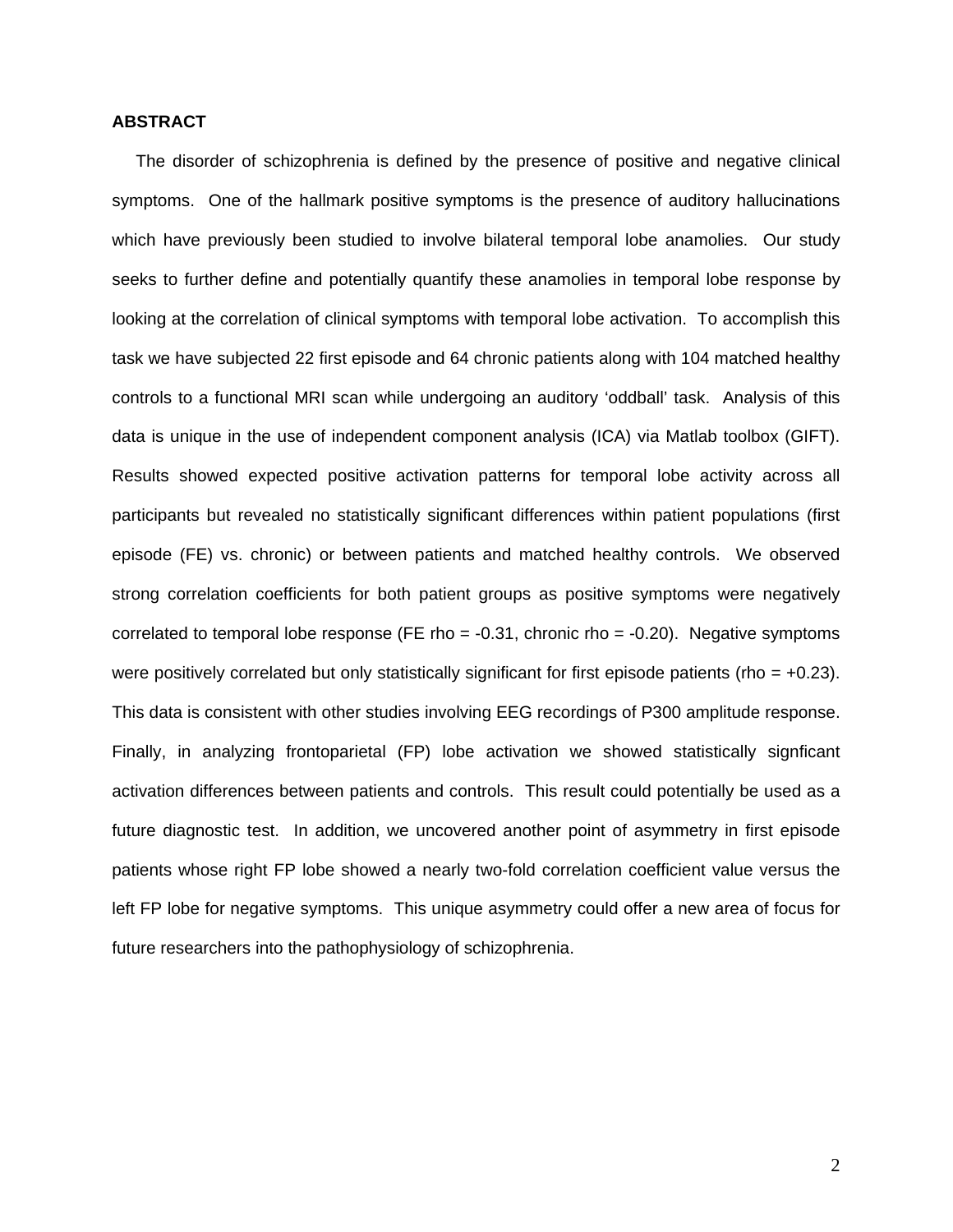## ABSTRACT

The disorder of schizophrenia is defined by the presence of positive and negative clinical symptoms. One of the hallmark positive symptoms is the presence of auditory hallucinations which have previously been studied to involve bilateral temporal lobe anamolies. Our study seeks to further define and potentially quantify these anamolies in temporal lobe response by looking at the correlation of clinical symptoms with temporal lobe activation. To accomplish this task we have subjected 22 first episode and 64 chronic patients along with 104 matched healthy controls to a functional MRI scan while undergoing an auditory 'oddball' task. Analysis of this data is unique in the use of independent component analysis (ICA) via Matlab toolbox (GIFT). Results showed expected positive activation patterns for temporal lobe activity across all participants but revealed no statistically significant differences within patient populations (first episode (FE) vs. chronic) or between patients and matched healthy controls. We observed strong correlation coefficients for both patient groups as positive symptoms were negatively correlated to temporal lobe response (FE rho = -0.31, chronic rho = -0.20). Negative symptoms were positively correlated but only statistically significant for first episode patients (rho = +0.23). This data is consistent with other studies involving EEG recordings of P300 amplitude response. Finally, in analyzing frontoparietal (FP) lobe activation we showed statistically signficant activation differences between patients and controls. This result could potentially be used as a future diagnostic test. In addition, we uncovered another point of asymmetry in first episode patients whose right FP lobe showed a nearly two-fold correlation coefficient value versus the left FP lobe for negative symptoms. This unique asymmetry could offer a new area of focus for future researchers into the pathophysiology of schizophrenia.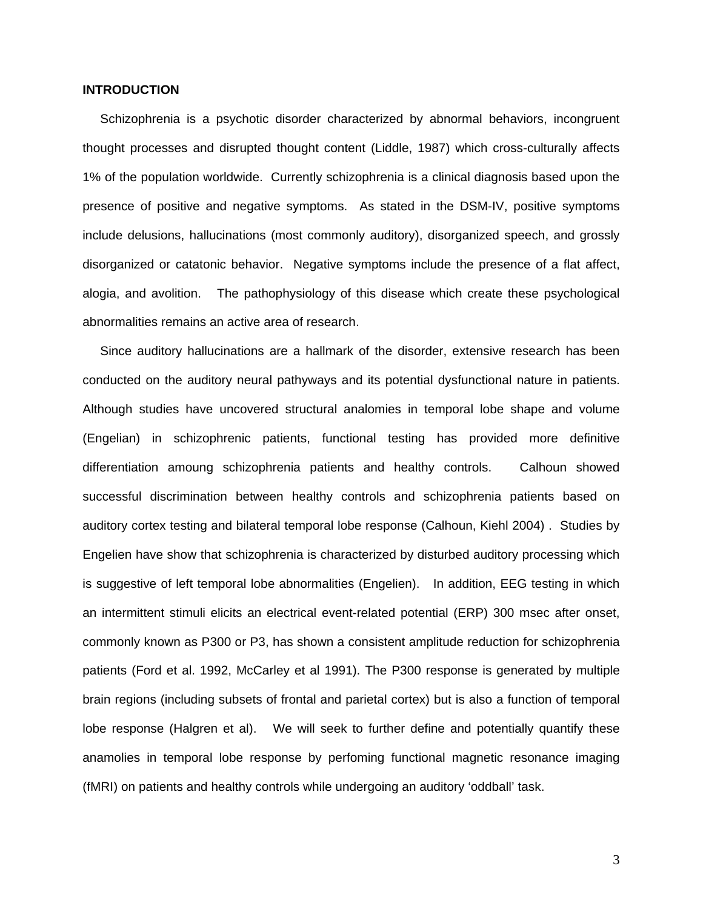**INTRODUCTION**

Schizophrenia is a psychotic disorder characterized by abnormal behaviors, incongruent thought processes and disrupted thought content (Liddle, 1987) which cross-culturally affects 1% of the population worldwide. Currently schizophrenia is a clinical diagnosis based upon the presence of positive and negative symptoms. As stated in the DSM-IV, positive symptoms include delusions, hallucinations (most commonly auditory), disorganized speech, and grossly disorganized or catatonic behavior. Negative symptoms include the presence of a flat affect, alogia, and avolition. The pathophysiology of this disease which create these psychological abnormalities remains an active area of research.

Since auditory hallucinations are a hallmark of the disorder, extensive research has been conducted on the auditory neural pathways and its potential dysfunctional nature in patients. Although studies have uncovered structural analomies in temporal lobe shape and volume (Engelian) in schizophrenic patients, functional testing has provided more definitive differentiation amoung schizophrenia patients and healthy controls. Calhoun showed successful discrimination between healthy controls and schizophrenia patients based on auditory cortex testing and bilateral temporal lobe response (Calhoun, Kiehl 2004) . Studies by Engelien have show that schizophrenia is characterized by disturbed auditory processing which is suggestive of left temporal lobe abnormalities (Engelien). In addition, EEG testing in which an intermittent stimuli elicits an electrical event-related potential (ERP) 300 msec after onset, commonly known as P300 or P3, has shown a consistent amplitude reduction for schizophrenia patients (Ford et al. 1992, McCarley et al 1991). The P300 response is generated by multiple brain regions (including subsets of frontal and parietal cortex) but is also a function of temporal lobe response (Halgren et al). We will seek to further define and potentially quantify these anamolies in temporal lobe response by perfoming functional magnetic resonance imaging (fMRI) on patients and healthy controls while undergoing an auditory 'oddball' task.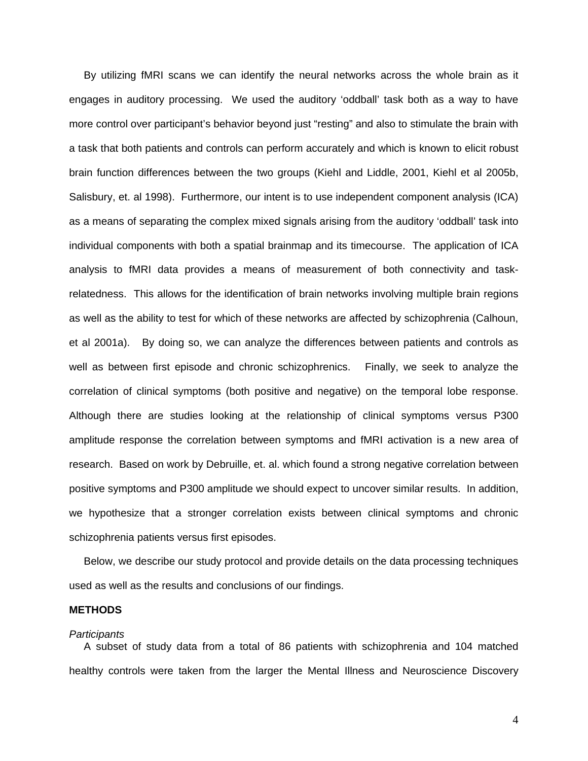By utilizing fMRI scans we can identify the neural networks across the whole brain as it engages in auditory processing. We used the auditory 'oddball' task both as a way to have more control over participant's behavior beyond just "resting" and also to stimulate the brain with a task that both patients and controls can perform accurately and which is known to elicit robust brain function differences between the two groups (Kiehl and Liddle, 2001, Kiehl et al 2005b, Salisbury, et. al 1998). Furthermore, our intent is to use independent component analysis (ICA) as a means of separating the complex mixed signals arising from the auditory 'oddball' task into individual components with both a spatial brainmap and its timecourse. The application of ICA analysis to fMRI data provides a means of measurement of both connectivity and task-relatedness. This allows for the identification of brain networks involving multiple brain regions as well as the ability to test for which of these networks are affected by schizophrenia (Calhoun, et al 2001a). By doing so, we can analyze the differences between patients and controls as well as between first episode and chronic schizophrenics. Finally, we seek to analyze the correlation of clinical symptoms (both positive and negative) on the temporal lobe response. Although there are studies looking at the relationship of clinical symptoms versus P300 amplitude response the correlation between symptoms and fMRI activation is a new area of research. Based on work by Debruille, et. al. which found a strong negative correlation between positive symptoms and P300 amplitude we should expect to uncover similar results. In addition, we hypothesize that a stronger correlation exists between clinical symptoms and chronic schizophrenia patients versus first episodes.

Below, we describe our study protocol and provide details on the data processing techniques used as well as the results and conclusions of our findings.

## METHODS

*Participants*

A subset of study data from a total of 86 patients with schizophrenia and 104 matched healthy controls were taken from the larger the Mental Illness and Neuroscience Discovery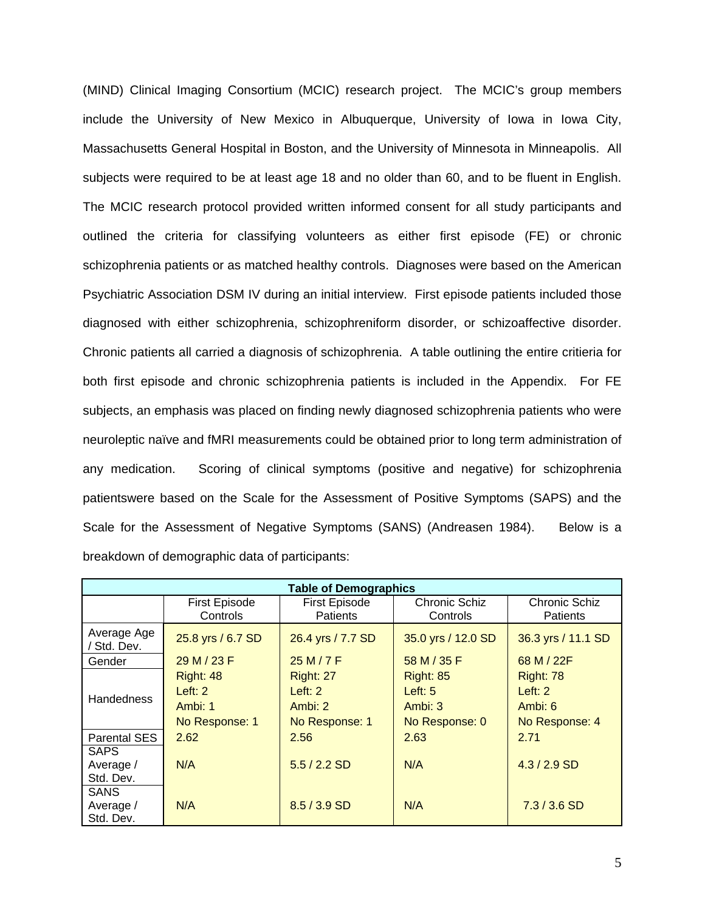(MIND) Clinical Imaging Consortium (MCIC) research project. The MCIC's group members include the University of New Mexico in Albuquerque, University of Iowa in Iowa City, Massachusetts General Hospital in Boston, and the University of Minnesota in Minneapolis. All subjects were required to be at least age 18 and no older than 60, and to be fluent in English. The MCIC research protocol provided written informed consent for all study participants and outlined the criteria for classifying volunteers as either first episode (FE) or chronic schizophrenia patients or as matched healthy controls. Diagnoses were based on the American Psychiatric Association DSM IV during an initial interview. First episode patients included those diagnosed with either schizophrenia, schizophreniform disorder, or schizoaffective disorder. Chronic patients all carried a diagnosis of schizophrenia. A table outlining the entire critieria for both first episode and chronic schizophrenia patients is included in the Appendix. For FE subjects, an emphasis was placed on finding newly diagnosed schizophrenia patients who were neuroleptic naïve and fMRI measurements could be obtained prior to long term administration of any medication. Scoring of clinical symptoms (positive and negative) for schizophrenia patientswere based on the Scale for the Assessment of Positive Symptoms (SAPS) and the Scale for the Assessment of Negative Symptoms (SANS) (Andreasen 1984). Below is a breakdown of demographic data of participants:

| Table of Demographics | | | | |
|---|---|---|---|---|
| | First Episode Controls | First Episode Patients | Chronic Schiz Controls | Chronic Schiz Patients |
| Average Age / Std. Dev. | 25.8 yrs / 6.7 SD | 26.4 yrs / 7.7 SD | 35.0 yrs / 12.0 SD | 36.3 yrs / 11.1 SD |
| Gender | 29 M / 23 F | 25 M / 7 F | 58 M / 35 F | 68 M / 22F |
| Handedness | Right: 48<br>Left: 2<br>Ambi: 1<br>No Response: 1 | Right: 27<br>Left: 2<br>Ambi: 2<br>No Response: 1 | Right: 85<br>Left: 5<br>Ambi: 3<br>No Response: 0 | Right: 78<br>Left: 2<br>Ambi: 6<br>No Response: 4 |
| Parental SES | 2.62 | 2.56 | 2.63 | 2.71 |
| SAPS Average / Std. Dev. | N/A | 5.5 / 2.2 SD | N/A | 4.3 / 2.9 SD |
| SANS Average / Std. Dev. | N/A | 8.5 / 3.9 SD | N/A | 7.3 / 3.6 SD |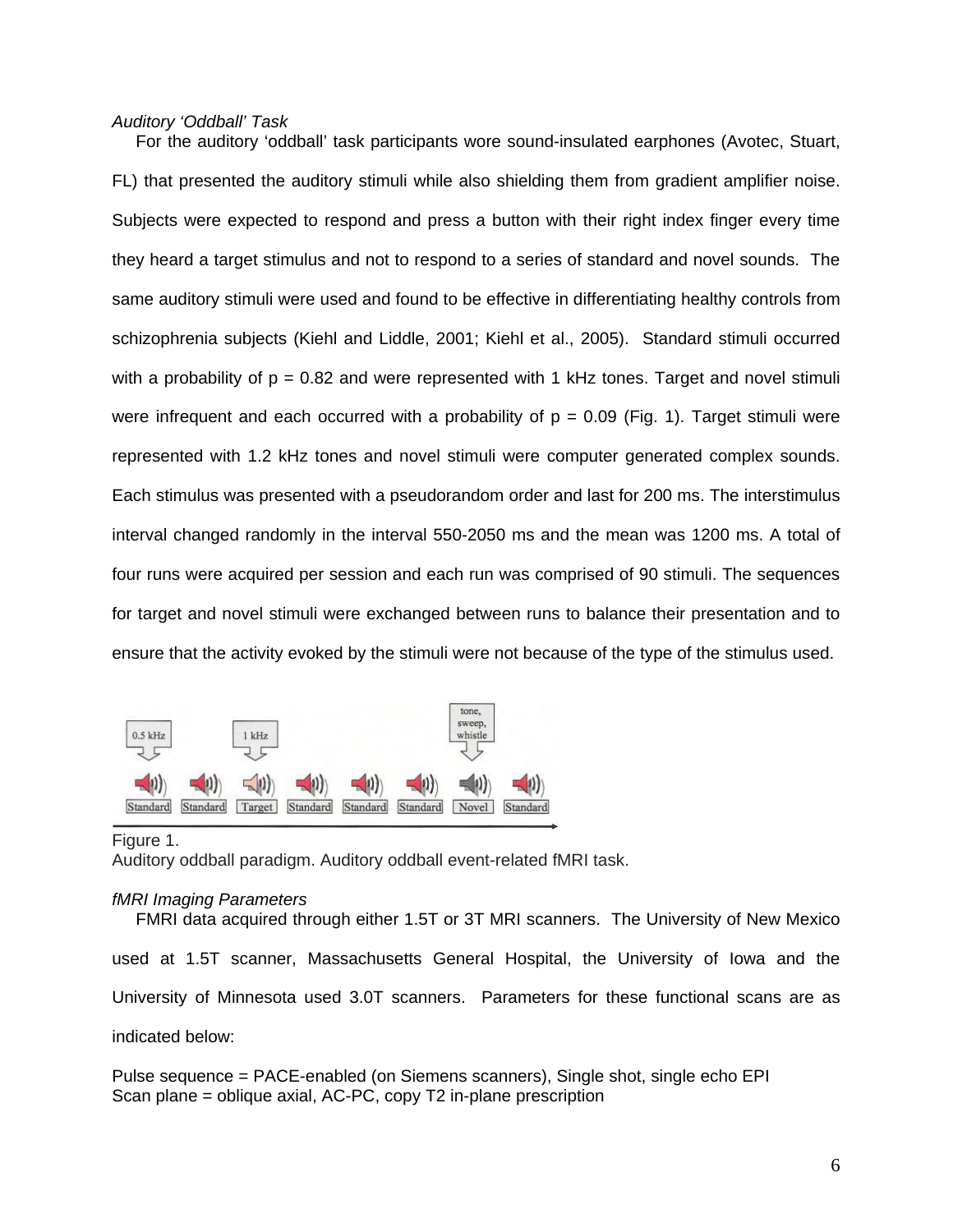*Auditory 'Oddball' Task*

For the auditory 'oddball' task participants wore sound-insulated earphones (Avotec, Stuart, FL) that presented the auditory stimuli while also shielding them from gradient amplifier noise. Subjects were expected to respond and press a button with their right index finger every time they heard a target stimulus and not to respond to a series of standard and novel sounds. The same auditory stimuli were used and found to be effective in differentiating healthy controls from schizophrenia subjects (Kiehl and Liddle, 2001; Kiehl et al., 2005). Standard stimuli occurred with a probability of $p = 0.82$ and were represented with 1 kHz tones. Target and novel stimuli were infrequent and each occurred with a probability of $p = 0.09$ (Fig. 1). Target stimuli were represented with 1.2 kHz tones and novel stimuli were computer generated complex sounds. Each stimulus was presented with a pseudorandom order and last for 200 ms. The interstimulus interval changed randomly in the interval 550-2050 ms and the mean was 1200 ms. A total of four runs were acquired per session and each run was comprised of 90 stimuli. The sequences for target and novel stimuli were exchanged between runs to balance their presentation and to ensure that the activity evoked by the stimuli were not because of the type of the stimulus used.

Figure 1.
Auditory oddball paradigm. Auditory oddball event-related fMRI task.

*fMRI Imaging Parameters*

FMRI data acquired through either 1.5T or 3T MRI scanners. The University of New Mexico used at 1.5T scanner, Massachusetts General Hospital, the University of Iowa and the University of Minnesota used 3.0T scanners. Parameters for these functional scans are as indicated below:

Pulse sequence = PACE-enabled (on Siemens scanners), Single shot, single echo EPI
Scan plane = oblique axial, AC-PC, copy T2 in-plane prescription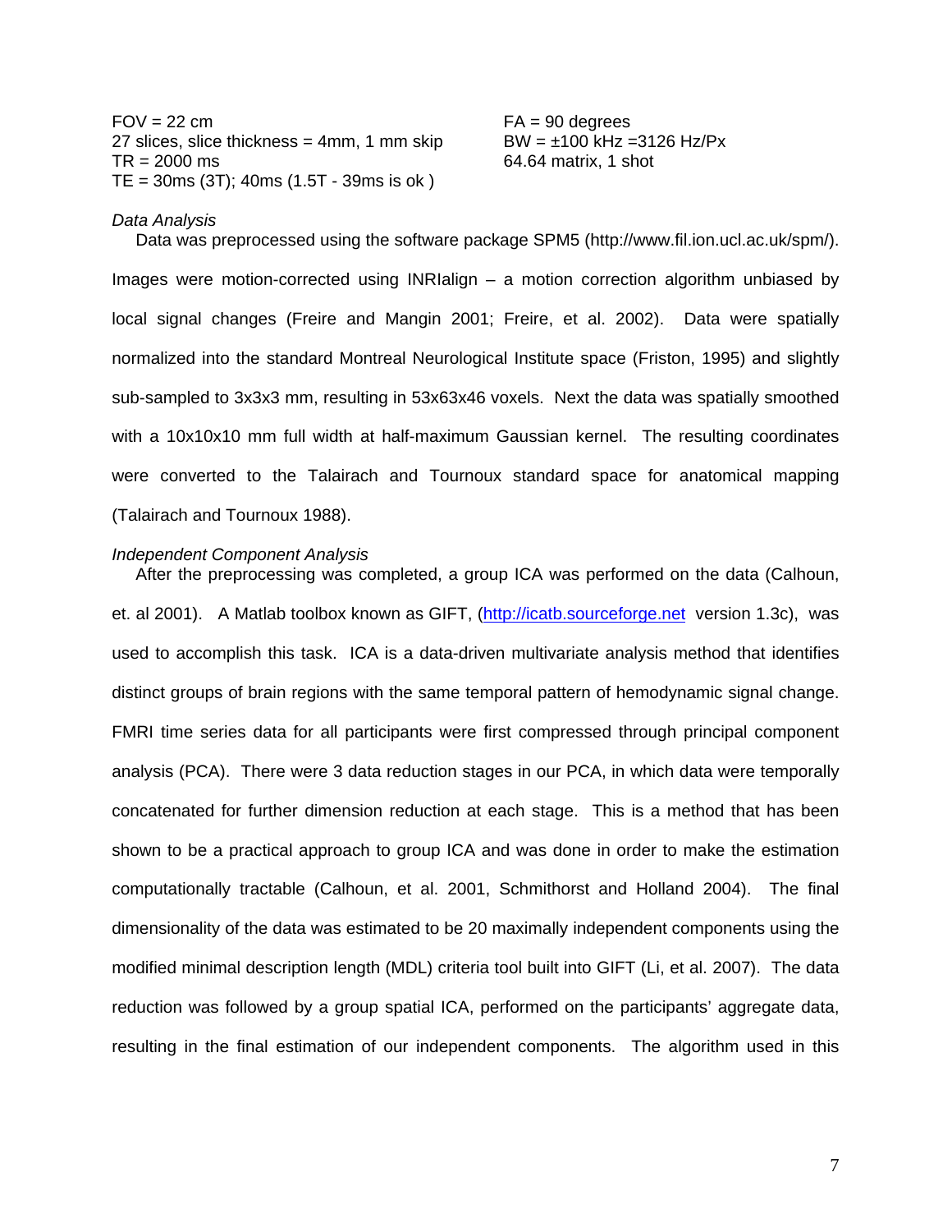FOV = 22 cm
27 slices, slice thickness = 4mm, 1 mm skip
TR = 2000 ms
TE = 30ms (3T); 40ms (1.5T - 39ms is ok )

FA = 90 degrees
BW = ±100 kHz =3126 Hz/Px
64.64 matrix, 1 shot

*Data Analysis*

Data was preprocessed using the software package SPM5 (http://www.fil.ion.ucl.ac.uk/spm/). Images were motion-corrected using INRIalign – a motion correction algorithm unbiased by local signal changes (Freire and Mangin 2001; Freire, et al. 2002). Data were spatially normalized into the standard Montreal Neurological Institute space (Friston, 1995) and slightly sub-sampled to 3x3x3 mm, resulting in 53x63x46 voxels. Next the data was spatially smoothed with a 10x10x10 mm full width at half-maximum Gaussian kernel. The resulting coordinates were converted to the Talairach and Tournoux standard space for anatomical mapping (Talairach and Tournoux 1988).

*Independent Component Analysis*

After the preprocessing was completed, a group ICA was performed on the data (Calhoun, et. al 2001). A Matlab toolbox known as GIFT, (http://icatb.sourceforge.net version 1.3c), was used to accomplish this task. ICA is a data-driven multivariate analysis method that identifies distinct groups of brain regions with the same temporal pattern of hemodynamic signal change. FMRI time series data for all participants were first compressed through principal component analysis (PCA). There were 3 data reduction stages in our PCA, in which data were temporally concatenated for further dimension reduction at each stage. This is a method that has been shown to be a practical approach to group ICA and was done in order to make the estimation computationally tractable (Calhoun, et al. 2001, Schmithorst and Holland 2004). The final dimensionality of the data was estimated to be 20 maximally independent components using the modified minimal description length (MDL) criteria tool built into GIFT (Li, et al. 2007). The data reduction was followed by a group spatial ICA, performed on the participants' aggregate data, resulting in the final estimation of our independent components. The algorithm used in this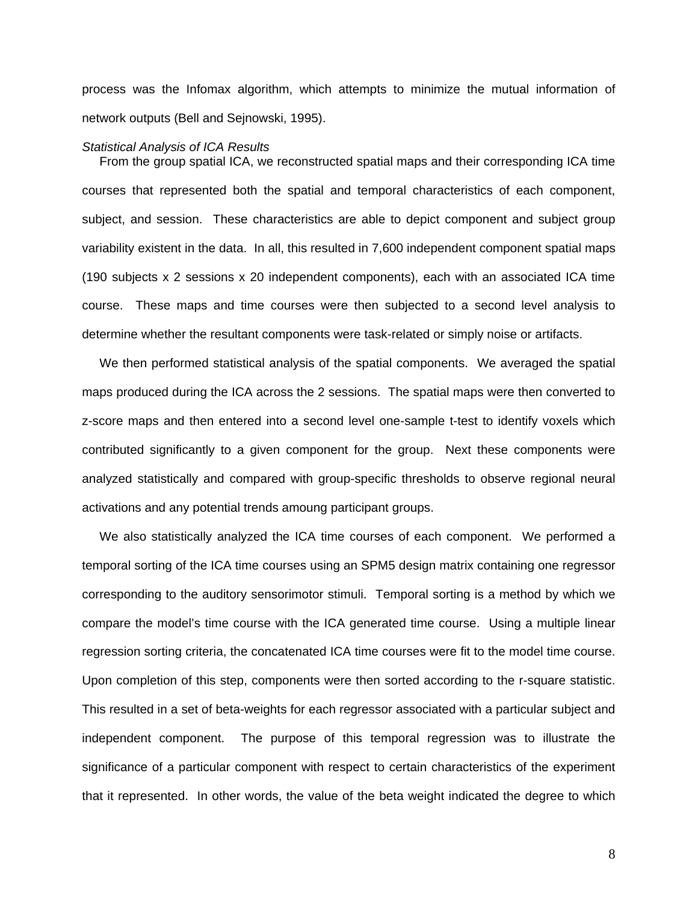process was the Infomax algorithm, which attempts to minimize the mutual information of network outputs (Bell and Sejnowski, 1995).

*Statistical Analysis of ICA Results*

From the group spatial ICA, we reconstructed spatial maps and their corresponding ICA time courses that represented both the spatial and temporal characteristics of each component, subject, and session. These characteristics are able to depict component and subject group variability existent in the data. In all, this resulted in 7,600 independent component spatial maps (190 subjects x 2 sessions x 20 independent components), each with an associated ICA time course. These maps and time courses were then subjected to a second level analysis to determine whether the resultant components were task-related or simply noise or artifacts.

We then performed statistical analysis of the spatial components. We averaged the spatial maps produced during the ICA across the 2 sessions. The spatial maps were then converted to z-score maps and then entered into a second level one-sample t-test to identify voxels which contributed significantly to a given component for the group. Next these components were analyzed statistically and compared with group-specific thresholds to observe regional neural activations and any potential trends amoung participant groups.

We also statistically analyzed the ICA time courses of each component. We performed a temporal sorting of the ICA time courses using an SPM5 design matrix containing one regressor corresponding to the auditory sensorimotor stimuli. Temporal sorting is a method by which we compare the model's time course with the ICA generated time course. Using a multiple linear regression sorting criteria, the concatenated ICA time courses were fit to the model time course. Upon completion of this step, components were then sorted according to the r-square statistic. This resulted in a set of beta-weights for each regressor associated with a particular subject and independent component. The purpose of this temporal regression was to illustrate the significance of a particular component with respect to certain characteristics of the experiment that it represented. In other words, the value of the beta weight indicated the degree to which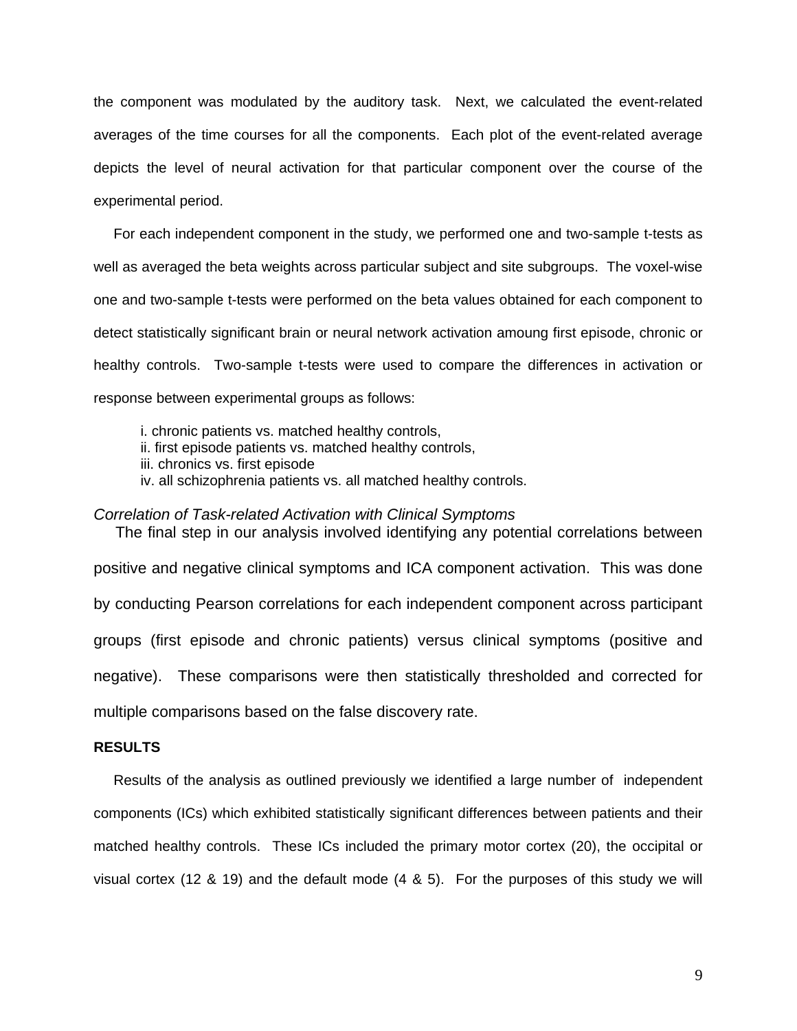the component was modulated by the auditory task. Next, we calculated the event-related averages of the time courses for all the components. Each plot of the event-related average depicts the level of neural activation for that particular component over the course of the experimental period.

For each independent component in the study, we performed one and two-sample t-tests as well as averaged the beta weights across particular subject and site subgroups. The voxel-wise one and two-sample t-tests were performed on the beta values obtained for each component to detect statistically significant brain or neural network activation amoung first episode, chronic or healthy controls. Two-sample t-tests were used to compare the differences in activation or response between experimental groups as follows:

i. chronic patients vs. matched healthy controls,
ii. first episode patients vs. matched healthy controls,
iii. chronics vs. first episode
iv. all schizophrenia patients vs. all matched healthy controls.

*Correlation of Task-related Activation with Clinical Symptoms*

The final step in our analysis involved identifying any potential correlations between positive and negative clinical symptoms and ICA component activation. This was done by conducting Pearson correlations for each independent component across participant groups (first episode and chronic patients) versus clinical symptoms (positive and negative). These comparisons were then statistically thresholded and corrected for multiple comparisons based on the false discovery rate.

**RESULTS**

Results of the analysis as outlined previously we identified a large number of independent components (ICs) which exhibited statistically significant differences between patients and their matched healthy controls. These ICs included the primary motor cortex (20), the occipital or visual cortex (12 & 19) and the default mode (4 & 5). For the purposes of this study we will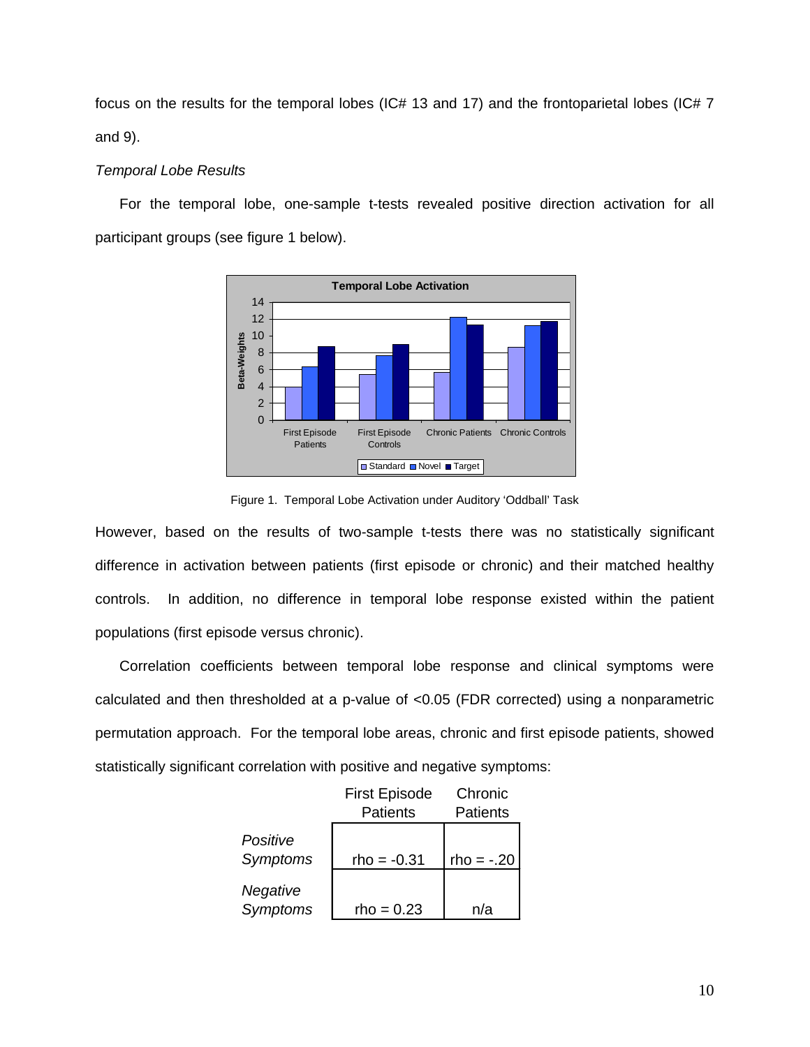focus on the results for the temporal lobes (IC# 13 and 17) and the frontoparietal lobes (IC# 7 and 9).

*Temporal Lobe Results*

For the temporal lobe, one-sample t-tests revealed positive direction activation for all participant groups (see figure 1 below).

Figure 1. Temporal Lobe Activation under Auditory 'Oddball' Task

However, based on the results of two-sample t-tests there was no statistically significant difference in activation between patients (first episode or chronic) and their matched healthy controls. In addition, no difference in temporal lobe response existed within the patient populations (first episode versus chronic).

Correlation coefficients between temporal lobe response and clinical symptoms were calculated and then thresholded at a p-value of <0.05 (FDR corrected) using a nonparametric permutation approach. For the temporal lobe areas, chronic and first episode patients, showed statistically significant correlation with positive and negative symptoms:

| | First Episode Patients | Chronic Patients |
|---|---|---|
| *Positive Symptoms* | rho = -0.31 | rho = -.20 |
| *Negative Symptoms* | rho = 0.23 | n/a |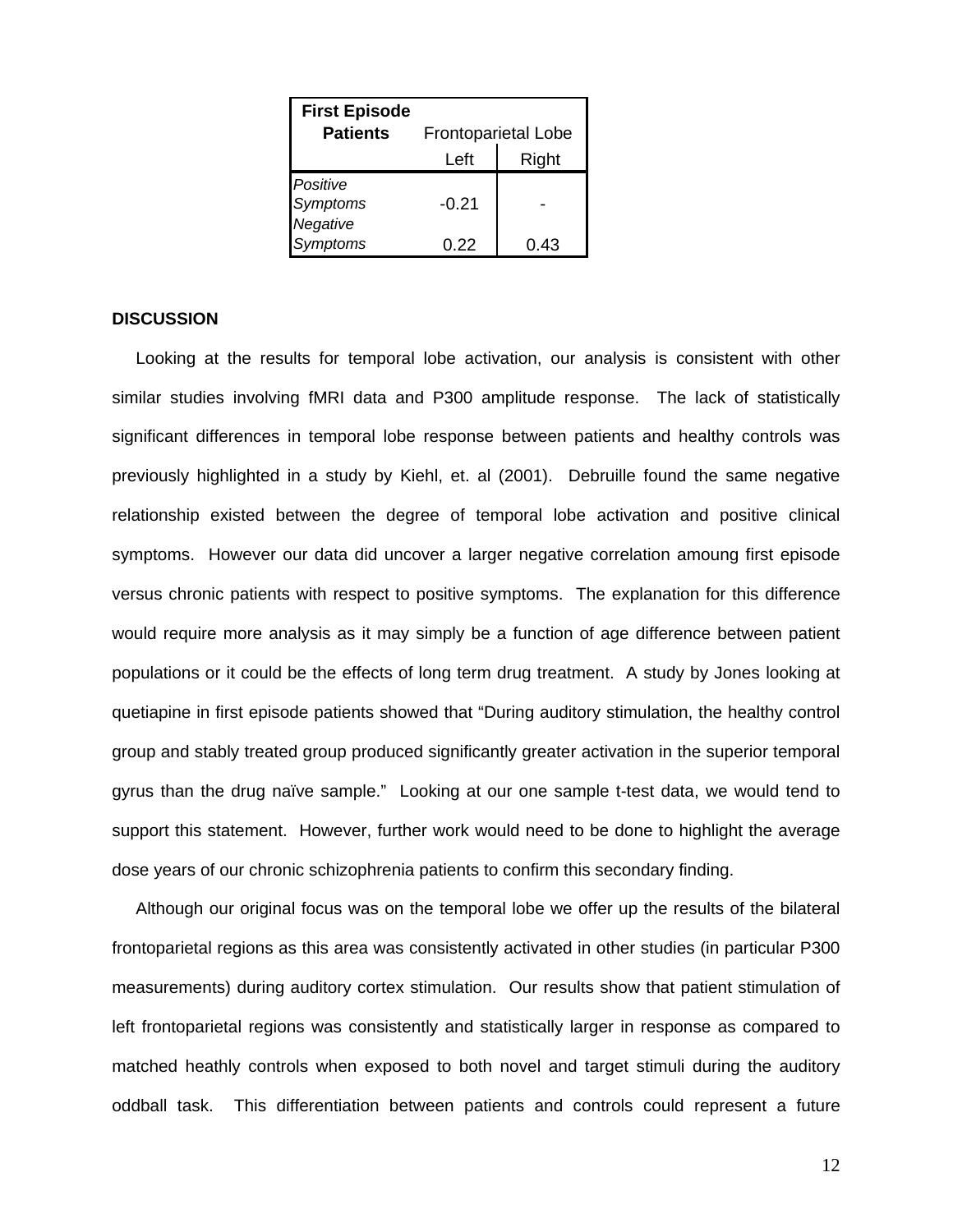| First Episode Patients | Frontoparietal Lobe | |
|---|---|---|
| | Left | Right |
| *Positive Symptoms* | -0.21 | - |
| *Negative Symptoms* | 0.22 | 0.43 |

**DISCUSSION**

Looking at the results for temporal lobe activation, our analysis is consistent with other similar studies involving fMRI data and P300 amplitude response. The lack of statistically significant differences in temporal lobe response between patients and healthy controls was previously highlighted in a study by Kiehl, et. al (2001). Debruille found the same negative relationship existed between the degree of temporal lobe activation and positive clinical symptoms. However our data did uncover a larger negative correlation amoung first episode versus chronic patients with respect to positive symptoms. The explanation for this difference would require more analysis as it may simply be a function of age difference between patient populations or it could be the effects of long term drug treatment. A study by Jones looking at quetiapine in first episode patients showed that "During auditory stimulation, the healthy control group and stably treated group produced significantly greater activation in the superior temporal gyrus than the drug naïve sample." Looking at our one sample t-test data, we would tend to support this statement. However, further work would need to be done to highlight the average dose years of our chronic schizophrenia patients to confirm this secondary finding.

Although our original focus was on the temporal lobe we offer up the results of the bilateral frontoparietal regions as this area was consistently activated in other studies (in particular P300 measurements) during auditory cortex stimulation. Our results show that patient stimulation of left frontoparietal regions was consistently and statistically larger in response as compared to matched heathly controls when exposed to both novel and target stimuli during the auditory oddball task. This differentiation between patients and controls could represent a future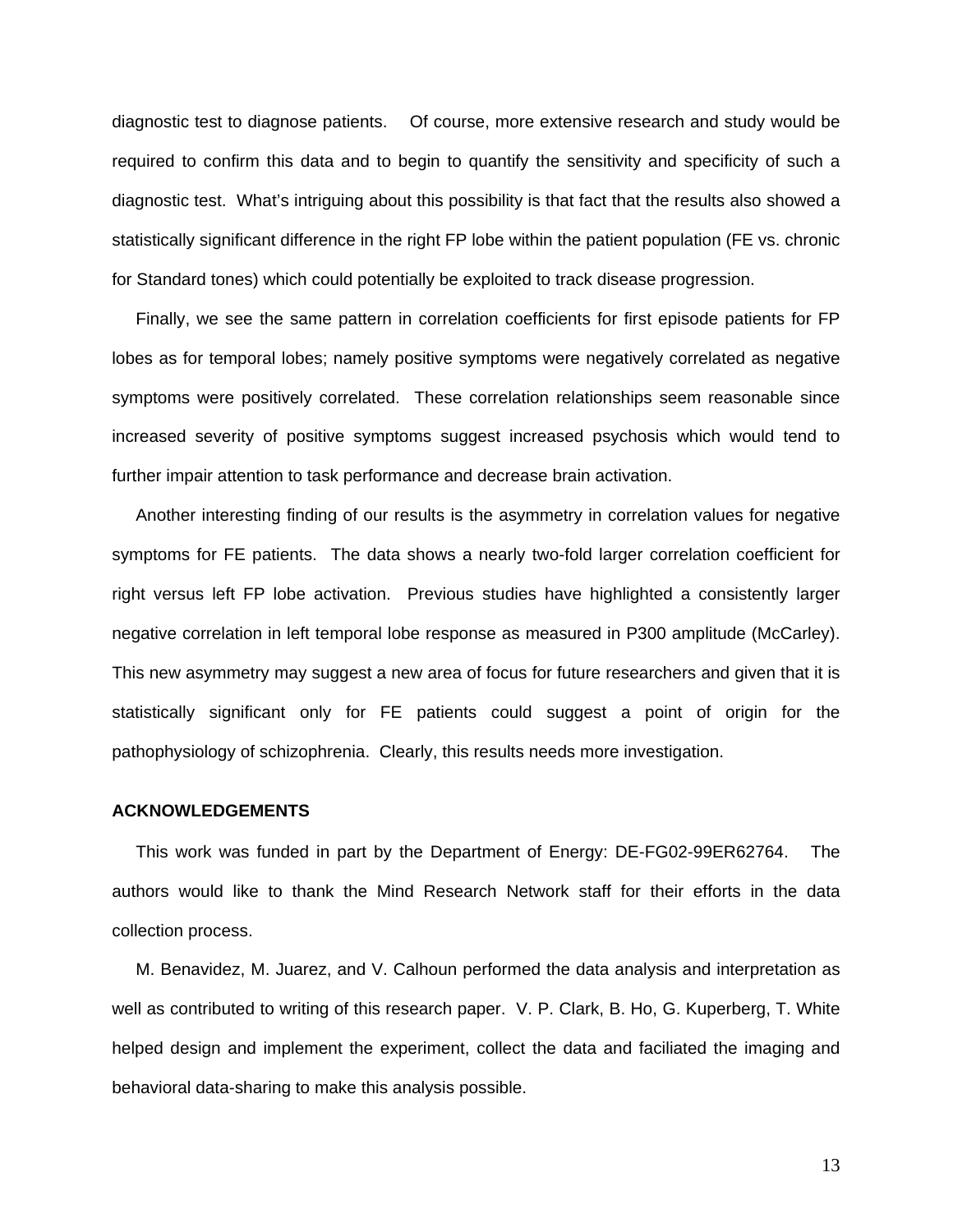diagnostic test to diagnose patients. Of course, more extensive research and study would be required to confirm this data and to begin to quantify the sensitivity and specificity of such a diagnostic test. What's intriguing about this possibility is that fact that the results also showed a statistically significant difference in the right FP lobe within the patient population (FE vs. chronic for Standard tones) which could potentially be exploited to track disease progression.

Finally, we see the same pattern in correlation coefficients for first episode patients for FP lobes as for temporal lobes; namely positive symptoms were negatively correlated as negative symptoms were positively correlated. These correlation relationships seem reasonable since increased severity of positive symptoms suggest increased psychosis which would tend to further impair attention to task performance and decrease brain activation.

Another interesting finding of our results is the asymmetry in correlation values for negative symptoms for FE patients. The data shows a nearly two-fold larger correlation coefficient for right versus left FP lobe activation. Previous studies have highlighted a consistently larger negative correlation in left temporal lobe response as measured in P300 amplitude (McCarley). This new asymmetry may suggest a new area of focus for future researchers and given that it is statistically significant only for FE patients could suggest a point of origin for the pathophysiology of schizophrenia. Clearly, this results needs more investigation.

## ACKNOWLEDGEMENTS

This work was funded in part by the Department of Energy: DE-FG02-99ER62764. The authors would like to thank the Mind Research Network staff for their efforts in the data collection process.

M. Benavidez, M. Juarez, and V. Calhoun performed the data analysis and interpretation as well as contributed to writing of this research paper. V. P. Clark, B. Ho, G. Kuperberg, T. White helped design and implement the experiment, collect the data and faciliated the imaging and behavioral data-sharing to make this analysis possible.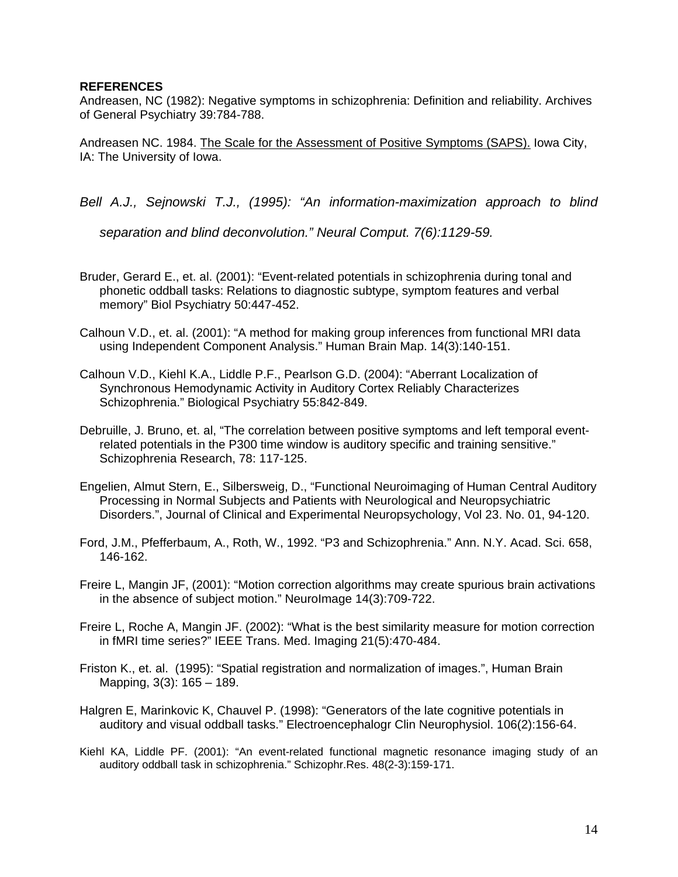**REFERENCES**

Andreasen, NC (1982): Negative symptoms in schizophrenia: Definition and reliability. Archives of General Psychiatry 39:784-788.

Andreasen NC. 1984. The Scale for the Assessment of Positive Symptoms (SAPS). Iowa City, IA: The University of Iowa.

*Bell A.J., Sejnowski T.J., (1995): "An information-maximization approach to blind separation and blind deconvolution." Neural Comput. 7(6):1129-59.*

Bruder, Gerard E., et. al. (2001): "Event-related potentials in schizophrenia during tonal and phonetic oddball tasks: Relations to diagnostic subtype, symptom features and verbal memory" Biol Psychiatry 50:447-452.

Calhoun V.D., et. al. (2001): "A method for making group inferences from functional MRI data using Independent Component Analysis." Human Brain Map. 14(3):140-151.

Calhoun V.D., Kiehl K.A., Liddle P.F., Pearlson G.D. (2004): "Aberrant Localization of Synchronous Hemodynamic Activity in Auditory Cortex Reliably Characterizes Schizophrenia." Biological Psychiatry 55:842-849.

Debruille, J. Bruno, et. al, "The correlation between positive symptoms and left temporal event-related potentials in the P300 time window is auditory specific and training sensitive." Schizophrenia Research, 78: 117-125.

Engelien, Almut Stern, E., Silbersweig, D., "Functional Neuroimaging of Human Central Auditory Processing in Normal Subjects and Patients with Neurological and Neuropsychiatric Disorders.", Journal of Clinical and Experimental Neuropsychology, Vol 23. No. 01, 94-120.

Ford, J.M., Pfefferbaum, A., Roth, W., 1992. "P3 and Schizophrenia." Ann. N.Y. Acad. Sci. 658, 146-162.

Freire L, Mangin JF, (2001): "Motion correction algorithms may create spurious brain activations in the absence of subject motion." NeuroImage 14(3):709-722.

Freire L, Roche A, Mangin JF. (2002): "What is the best similarity measure for motion correction in fMRI time series?" IEEE Trans. Med. Imaging 21(5):470-484.

Friston K., et. al. (1995): "Spatial registration and normalization of images.", Human Brain Mapping, 3(3): 165 – 189.

Halgren E, Marinkovic K, Chauvel P. (1998): "Generators of the late cognitive potentials in auditory and visual oddball tasks." Electroencephalogr Clin Neurophysiol. 106(2):156-64.

Kiehl KA, Liddle PF. (2001): "An event-related functional magnetic resonance imaging study of an auditory oddball task in schizophrenia." Schizophr.Res. 48(2-3):159-171.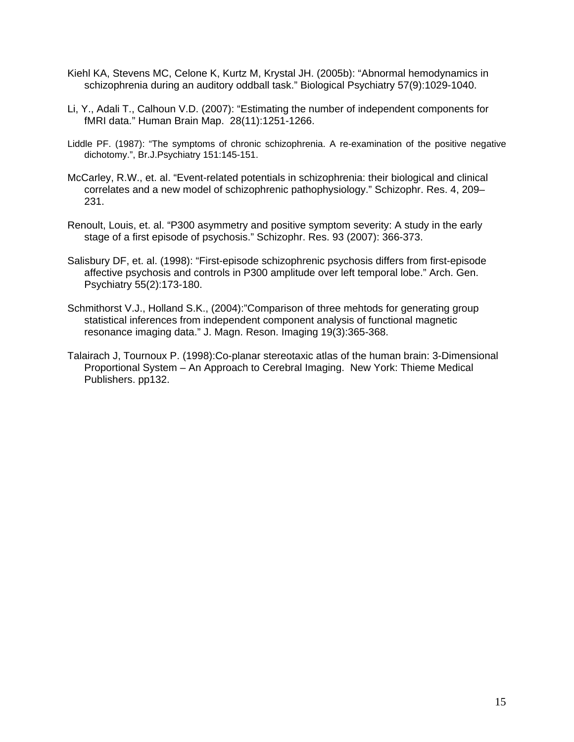Kiehl KA, Stevens MC, Celone K, Kurtz M, Krystal JH. (2005b): "Abnormal hemodynamics in schizophrenia during an auditory oddball task." Biological Psychiatry 57(9):1029-1040.

Li, Y., Adali T., Calhoun V.D. (2007): "Estimating the number of independent components for fMRI data." Human Brain Map. 28(11):1251-1266.

Liddle PF. (1987): "The symptoms of chronic schizophrenia. A re-examination of the positive negative dichotomy.", Br.J.Psychiatry 151:145-151.

McCarley, R.W., et. al. "Event-related potentials in schizophrenia: their biological and clinical correlates and a new model of schizophrenic pathophysiology." Schizophr. Res. 4, 209–231.

Renoult, Louis, et. al. "P300 asymmetry and positive symptom severity: A study in the early stage of a first episode of psychosis." Schizophr. Res. 93 (2007): 366-373.

Salisbury DF, et. al. (1998): "First-episode schizophrenic psychosis differs from first-episode affective psychosis and controls in P300 amplitude over left temporal lobe." Arch. Gen. Psychiatry 55(2):173-180.

Schmithorst V.J., Holland S.K., (2004):"Comparison of three mehtods for generating group statistical inferences from independent component analysis of functional magnetic resonance imaging data." J. Magn. Reson. Imaging 19(3):365-368.

Talairach J, Tournoux P. (1998):Co-planar stereotaxic atlas of the human brain: 3-Dimensional Proportional System – An Approach to Cerebral Imaging. New York: Thieme Medical Publishers. pp132.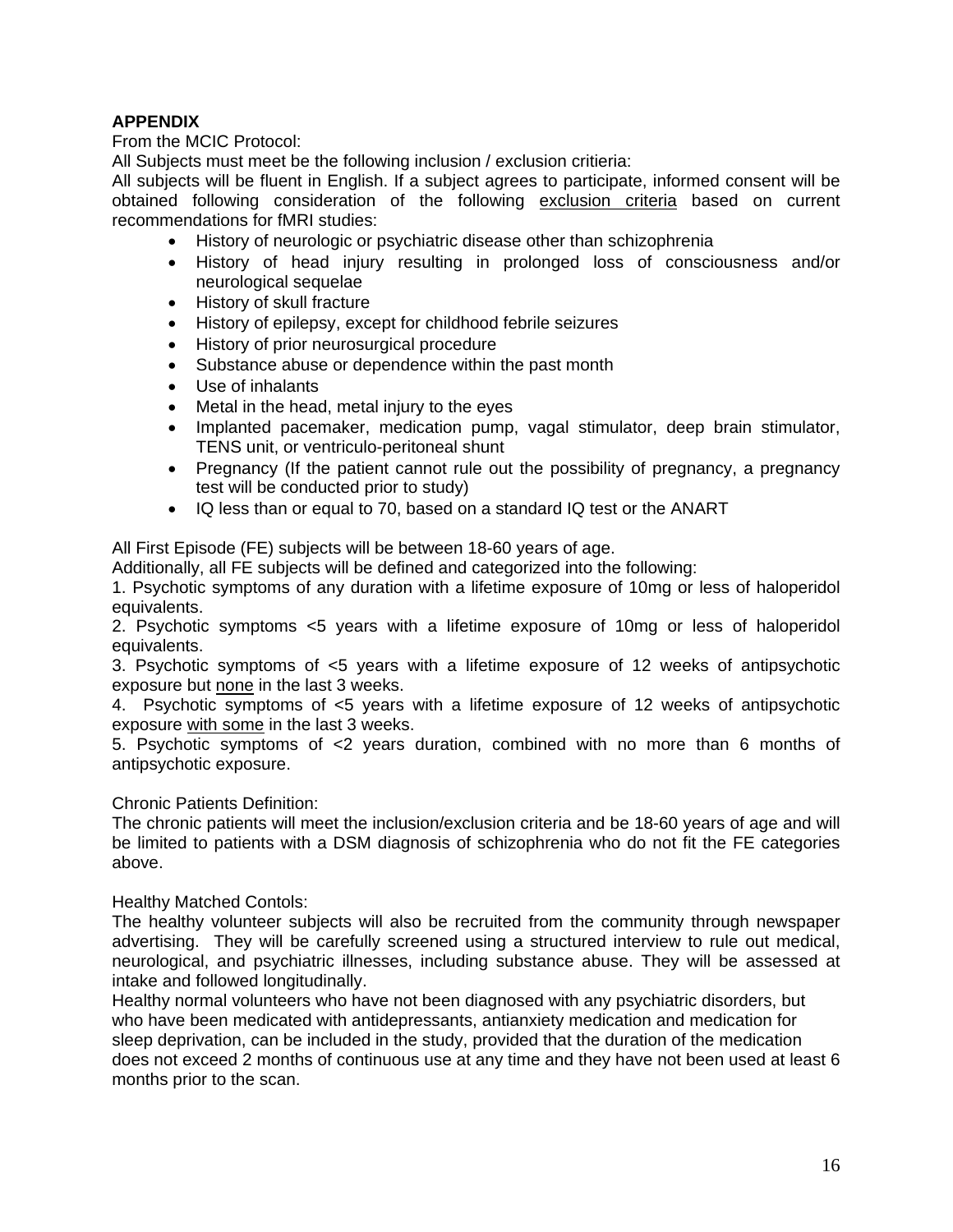**APPENDIX**

From the MCIC Protocol:

All Subjects must meet be the following inclusion / exclusion critieria:

All subjects will be fluent in English. If a subject agrees to participate, informed consent will be obtained following consideration of the following <u>exclusion criteria</u> based on current recommendations for fMRI studies:

- History of neurologic or psychiatric disease other than schizophrenia
- History of head injury resulting in prolonged loss of consciousness and/or neurological sequelae
- History of skull fracture
- History of epilepsy, except for childhood febrile seizures
- History of prior neurosurgical procedure
- Substance abuse or dependence within the past month
- Use of inhalants
- Metal in the head, metal injury to the eyes
- Implanted pacemaker, medication pump, vagal stimulator, deep brain stimulator, TENS unit, or ventriculo-peritoneal shunt
- Pregnancy (If the patient cannot rule out the possibility of pregnancy, a pregnancy test will be conducted prior to study)
- IQ less than or equal to 70, based on a standard IQ test or the ANART

All First Episode (FE) subjects will be between 18-60 years of age.

Additionally, all FE subjects will be defined and categorized into the following:

1. Psychotic symptoms of any duration with a lifetime exposure of 10mg or less of haloperidol equivalents.
2. Psychotic symptoms <5 years with a lifetime exposure of 10mg or less of haloperidol equivalents.
3. Psychotic symptoms of <5 years with a lifetime exposure of 12 weeks of antipsychotic exposure but <u>none</u> in the last 3 weeks.
4. Psychotic symptoms of <5 years with a lifetime exposure of 12 weeks of antipsychotic exposure <u>with some</u> in the last 3 weeks.
5. Psychotic symptoms of <2 years duration, combined with no more than 6 months of antipsychotic exposure.

Chronic Patients Definition:

The chronic patients will meet the inclusion/exclusion criteria and be 18-60 years of age and will be limited to patients with a DSM diagnosis of schizophrenia who do not fit the FE categories above.

Healthy Matched Contols:

The healthy volunteer subjects will also be recruited from the community through newspaper advertising. They will be carefully screened using a structured interview to rule out medical, neurological, and psychiatric illnesses, including substance abuse. They will be assessed at intake and followed longitudinally.

Healthy normal volunteers who have not been diagnosed with any psychiatric disorders, but who have been medicated with antidepressants, antianxiety medication and medication for sleep deprivation, can be included in the study, provided that the duration of the medication does not exceed 2 months of continuous use at any time and they have not been used at least 6 months prior to the scan.